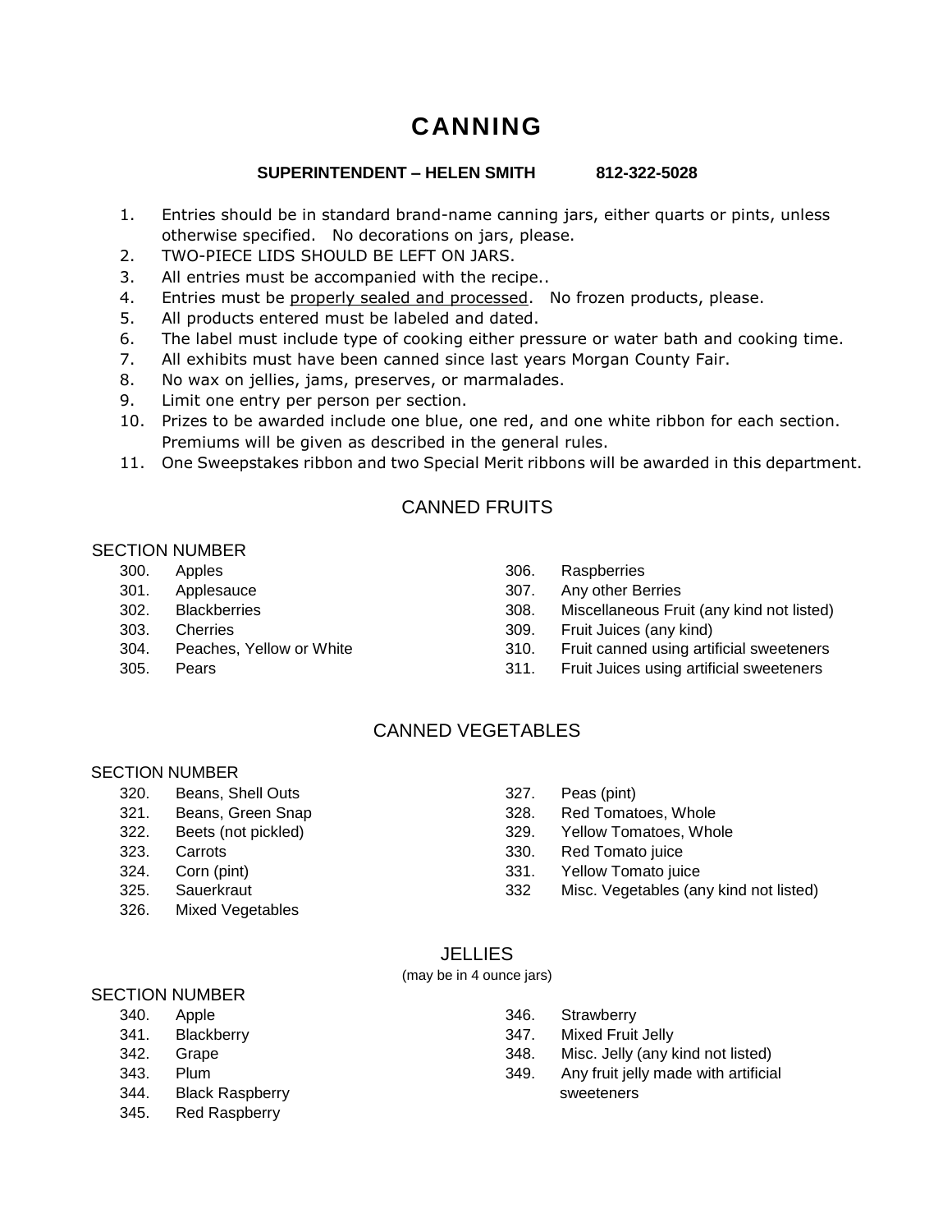# CANNING

**SUPERINTENDENT – HELEN SMITH 812-322-5028**

1. Entries should be in standard brand-name canning jars, either quarts or pints, unless otherwise specified. No decorations on jars, please.
2. TWO-PIECE LIDS SHOULD BE LEFT ON JARS.
3. All entries must be accompanied with the recipe..
4. Entries must be properly sealed and processed. No frozen products, please.
5. All products entered must be labeled and dated.
6. The label must include type of cooking either pressure or water bath and cooking time.
7. All exhibits must have been canned since last years Morgan County Fair.
8. No wax on jellies, jams, preserves, or marmalades.
9. Limit one entry per person per section.
10. Prizes to be awarded include one blue, one red, and one white ribbon for each section. Premiums will be given as described in the general rules.
11. One Sweepstakes ribbon and two Special Merit ribbons will be awarded in this department.

## CANNED FRUITS

SECTION NUMBER

300. Apples
301. Applesauce
302. Blackberries
303. Cherries
304. Peaches, Yellow or White
305. Pears
306. Raspberries
307. Any other Berries
308. Miscellaneous Fruit (any kind not listed)
309. Fruit Juices (any kind)
310. Fruit canned using artificial sweeteners
311. Fruit Juices using artificial sweeteners

## CANNED VEGETABLES

SECTION NUMBER

320. Beans, Shell Outs
321. Beans, Green Snap
322. Beets (not pickled)
323. Carrots
324. Corn (pint)
325. Sauerkraut
326. Mixed Vegetables
327. Peas (pint)
328. Red Tomatoes, Whole
329. Yellow Tomatoes, Whole
330. Red Tomato juice
331. Yellow Tomato juice
332 Misc. Vegetables (any kind not listed)

## JELLIES

(may be in 4 ounce jars)

SECTION NUMBER

340. Apple
341. Blackberry
342. Grape
343. Plum
344. Black Raspberry
345. Red Raspberry
346. Strawberry
347. Mixed Fruit Jelly
348. Misc. Jelly (any kind not listed)
349. Any fruit jelly made with artificial sweeteners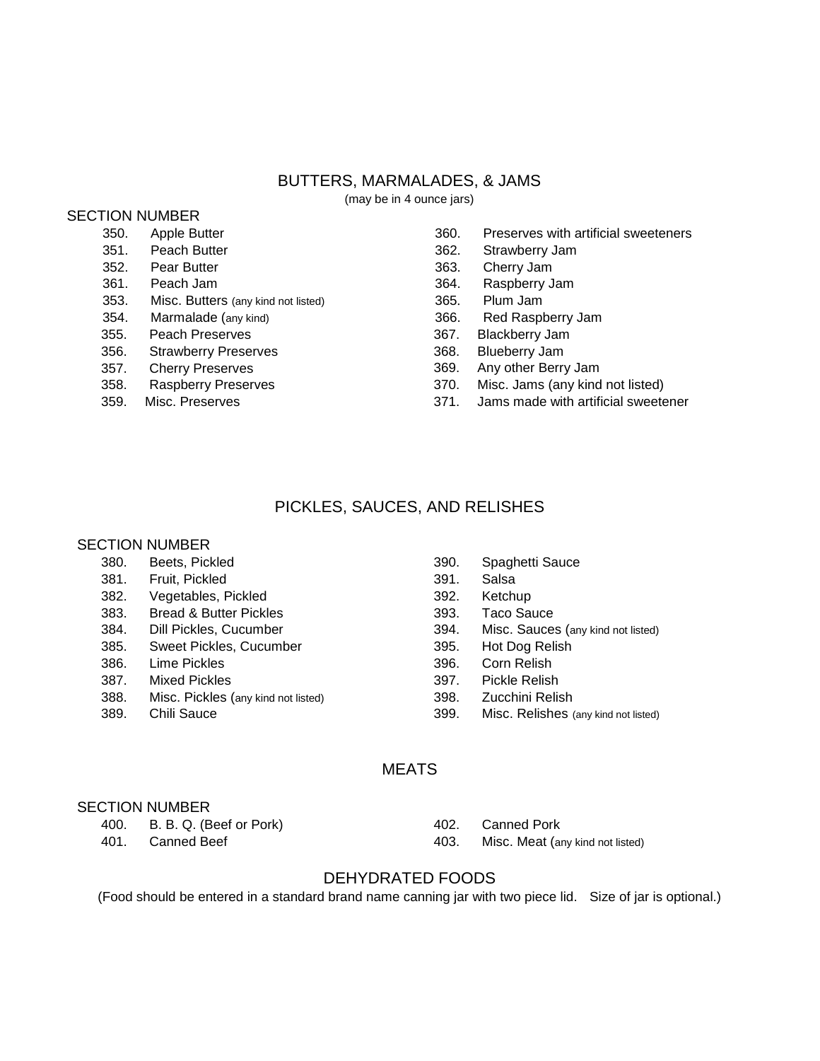## BUTTERS, MARMALADES, & JAMS

(may be in 4 ounce jars)

SECTION NUMBER

350. Apple Butter
351. Peach Butter
352. Pear Butter
361. Peach Jam
353. Misc. Butters (any kind not listed)
354. Marmalade (any kind)
355. Peach Preserves
356. Strawberry Preserves
357. Cherry Preserves
358. Raspberry Preserves
359. Misc. Preserves
360. Preserves with artificial sweeteners
362. Strawberry Jam
363. Cherry Jam
364. Raspberry Jam
365. Plum Jam
366. Red Raspberry Jam
367. Blackberry Jam
368. Blueberry Jam
369. Any other Berry Jam
370. Misc. Jams (any kind not listed)
371. Jams made with artificial sweetener

## PICKLES, SAUCES, AND RELISHES

SECTION NUMBER

380. Beets, Pickled
381. Fruit, Pickled
382. Vegetables, Pickled
383. Bread & Butter Pickles
384. Dill Pickles, Cucumber
385. Sweet Pickles, Cucumber
386. Lime Pickles
387. Mixed Pickles
388. Misc. Pickles (any kind not listed)
389. Chili Sauce
390. Spaghetti Sauce
391. Salsa
392. Ketchup
393. Taco Sauce
394. Misc. Sauces (any kind not listed)
395. Hot Dog Relish
396. Corn Relish
397. Pickle Relish
398. Zucchini Relish
399. Misc. Relishes (any kind not listed)

## MEATS

SECTION NUMBER

400. B. B. Q. (Beef or Pork)
401. Canned Beef
402. Canned Pork
403. Misc. Meat (any kind not listed)

## DEHYDRATED FOODS

(Food should be entered in a standard brand name canning jar with two piece lid. Size of jar is optional.)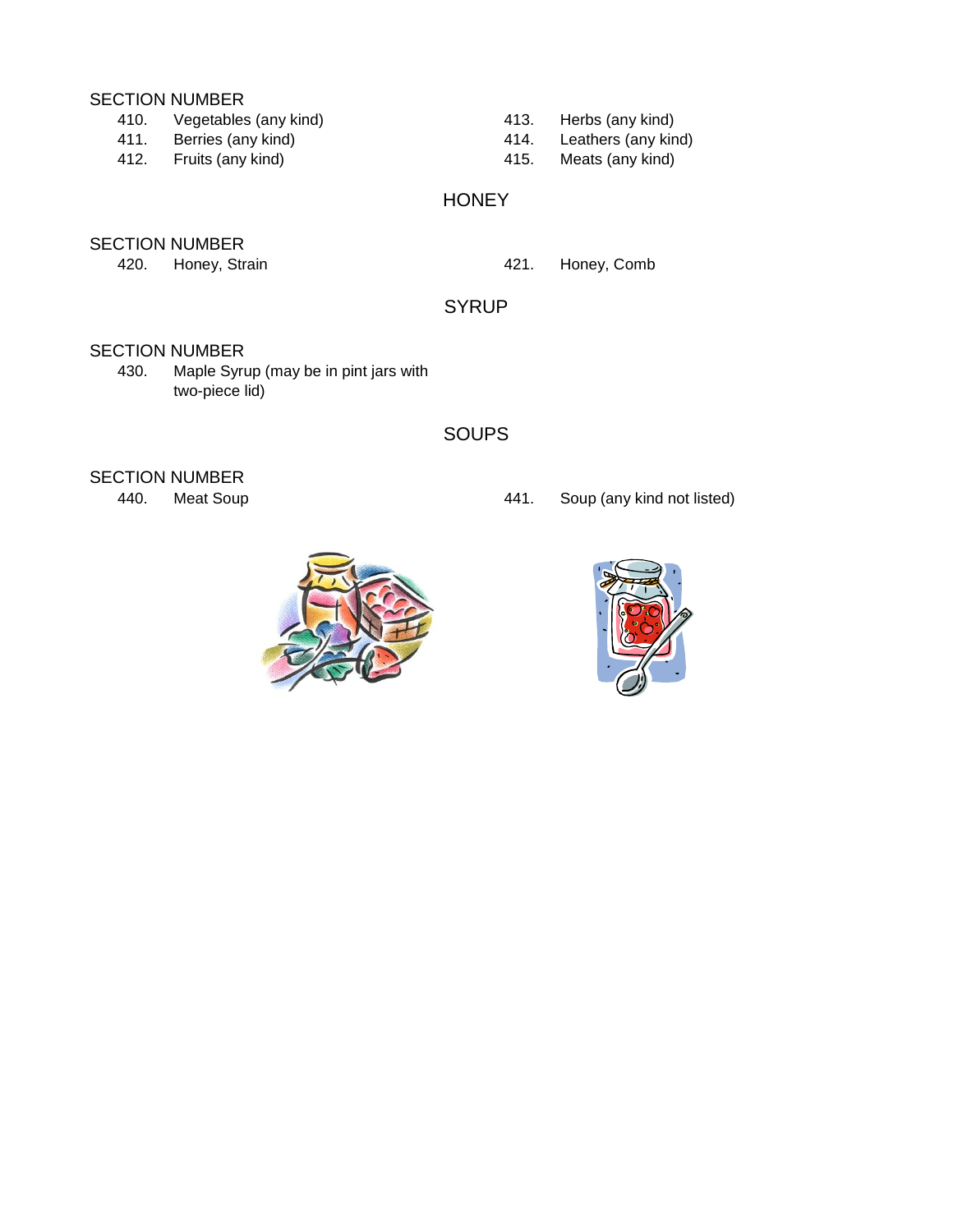SECTION NUMBER

410. Vegetables (any kind)
411. Berries (any kind)
412. Fruits (any kind)
413. Herbs (any kind)
414. Leathers (any kind)
415. Meats (any kind)

## HONEY

SECTION NUMBER

420. Honey, Strain
421. Honey, Comb

## SYRUP

SECTION NUMBER

430. Maple Syrup (may be in pint jars with two-piece lid)

## SOUPS

SECTION NUMBER

440. Meat Soup
441. Soup (any kind not listed)